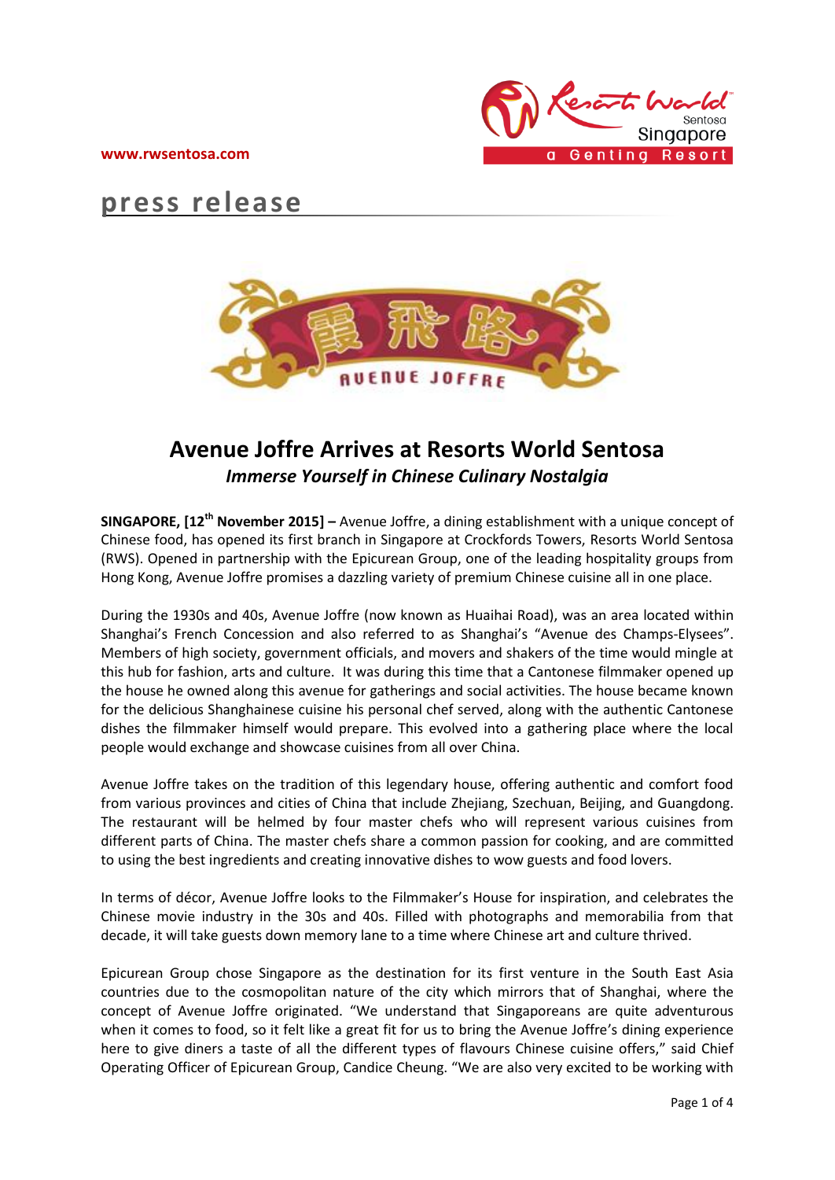www.rwsentosa.com

# press release

# Avenue Joffre Arrives at Resorts World Sentosa

***Immerse Yourself in Chinese Culinary Nostalgia***

**SINGAPORE, [12th November 2015] –** Avenue Joffre, a dining establishment with a unique concept of Chinese food, has opened its first branch in Singapore at Crockfords Towers, Resorts World Sentosa (RWS). Opened in partnership with the Epicurean Group, one of the leading hospitality groups from Hong Kong, Avenue Joffre promises a dazzling variety of premium Chinese cuisine all in one place.

During the 1930s and 40s, Avenue Joffre (now known as Huaihai Road), was an area located within Shanghai's French Concession and also referred to as Shanghai's "Avenue des Champs-Elysees". Members of high society, government officials, and movers and shakers of the time would mingle at this hub for fashion, arts and culture. It was during this time that a Cantonese filmmaker opened up the house he owned along this avenue for gatherings and social activities. The house became known for the delicious Shanghainese cuisine his personal chef served, along with the authentic Cantonese dishes the filmmaker himself would prepare. This evolved into a gathering place where the local people would exchange and showcase cuisines from all over China.

Avenue Joffre takes on the tradition of this legendary house, offering authentic and comfort food from various provinces and cities of China that include Zhejiang, Szechuan, Beijing, and Guangdong. The restaurant will be helmed by four master chefs who will represent various cuisines from different parts of China. The master chefs share a common passion for cooking, and are committed to using the best ingredients and creating innovative dishes to wow guests and food lovers.

In terms of décor, Avenue Joffre looks to the Filmmaker's House for inspiration, and celebrates the Chinese movie industry in the 30s and 40s. Filled with photographs and memorabilia from that decade, it will take guests down memory lane to a time where Chinese art and culture thrived.

Epicurean Group chose Singapore as the destination for its first venture in the South East Asia countries due to the cosmopolitan nature of the city which mirrors that of Shanghai, where the concept of Avenue Joffre originated. "We understand that Singaporeans are quite adventurous when it comes to food, so it felt like a great fit for us to bring the Avenue Joffre's dining experience here to give diners a taste of all the different types of flavours Chinese cuisine offers," said Chief Operating Officer of Epicurean Group, Candice Cheung. "We are also very excited to be working with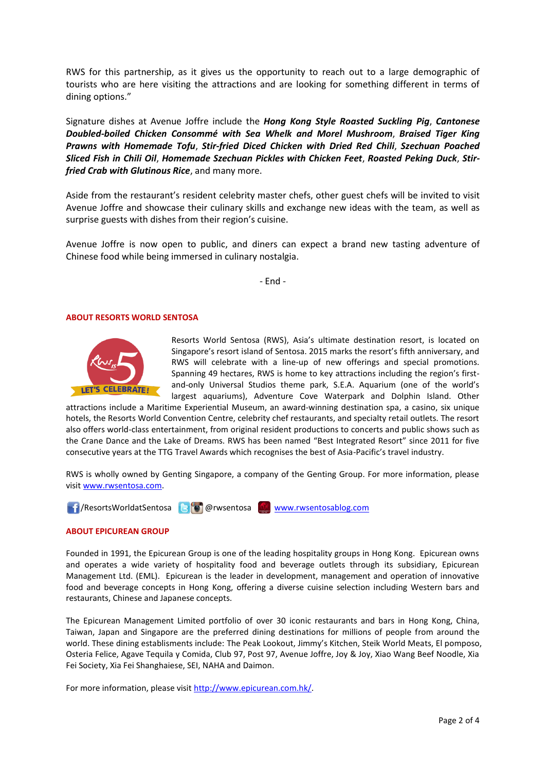RWS for this partnership, as it gives us the opportunity to reach out to a large demographic of tourists who are here visiting the attractions and are looking for something different in terms of dining options."

Signature dishes at Avenue Joffre include the ***Hong Kong Style Roasted Suckling Pig***, ***Cantonese Doubled-boiled Chicken Consommé with Sea Whelk and Morel Mushroom***, ***Braised Tiger King Prawns with Homemade Tofu***, ***Stir-fried Diced Chicken with Dried Red Chili***, ***Szechuan Poached Sliced Fish in Chili Oil***, ***Homemade Szechuan Pickles with Chicken Feet***, ***Roasted Peking Duck***, ***Stir-fried Crab with Glutinous Rice***, and many more.

Aside from the restaurant's resident celebrity master chefs, other guest chefs will be invited to visit Avenue Joffre and showcase their culinary skills and exchange new ideas with the team, as well as surprise guests with dishes from their region's cuisine.

Avenue Joffre is now open to public, and diners can expect a brand new tasting adventure of Chinese food while being immersed in culinary nostalgia.

- End -

## ABOUT RESORTS WORLD SENTOSA

Resorts World Sentosa (RWS), Asia's ultimate destination resort, is located on Singapore's resort island of Sentosa. 2015 marks the resort's fifth anniversary, and RWS will celebrate with a line-up of new offerings and special promotions. Spanning 49 hectares, RWS is home to key attractions including the region's first-and-only Universal Studios theme park, S.E.A. Aquarium (one of the world's largest aquariums), Adventure Cove Waterpark and Dolphin Island. Other attractions include a Maritime Experiential Museum, an award-winning destination spa, a casino, six unique hotels, the Resorts World Convention Centre, celebrity chef restaurants, and specialty retail outlets. The resort also offers world-class entertainment, from original resident productions to concerts and public shows such as the Crane Dance and the Lake of Dreams. RWS has been named "Best Integrated Resort" since 2011 for five consecutive years at the TTG Travel Awards which recognises the best of Asia-Pacific's travel industry.

RWS is wholly owned by Genting Singapore, a company of the Genting Group. For more information, please visit www.rwsentosa.com.

/ResortsWorldatSentosa @rwsentosa www.rwsentosablog.com

## ABOUT EPICUREAN GROUP

Founded in 1991, the Epicurean Group is one of the leading hospitality groups in Hong Kong. Epicurean owns and operates a wide variety of hospitality food and beverage outlets through its subsidiary, Epicurean Management Ltd. (EML). Epicurean is the leader in development, management and operation of innovative food and beverage concepts in Hong Kong, offering a diverse cuisine selection including Western bars and restaurants, Chinese and Japanese concepts.

The Epicurean Management Limited portfolio of over 30 iconic restaurants and bars in Hong Kong, China, Taiwan, Japan and Singapore are the preferred dining destinations for millions of people from around the world. These dining establishments include: The Peak Lookout, Jimmy's Kitchen, Steik World Meats, El pomposo, Osteria Felice, Agave Tequila y Comida, Club 97, Post 97, Avenue Joffre, Joy & Joy, Xiao Wang Beef Noodle, Xia Fei Society, Xia Fei Shanghaiese, SEI, NAHA and Daimon.

For more information, please visit http://www.epicurean.com.hk/.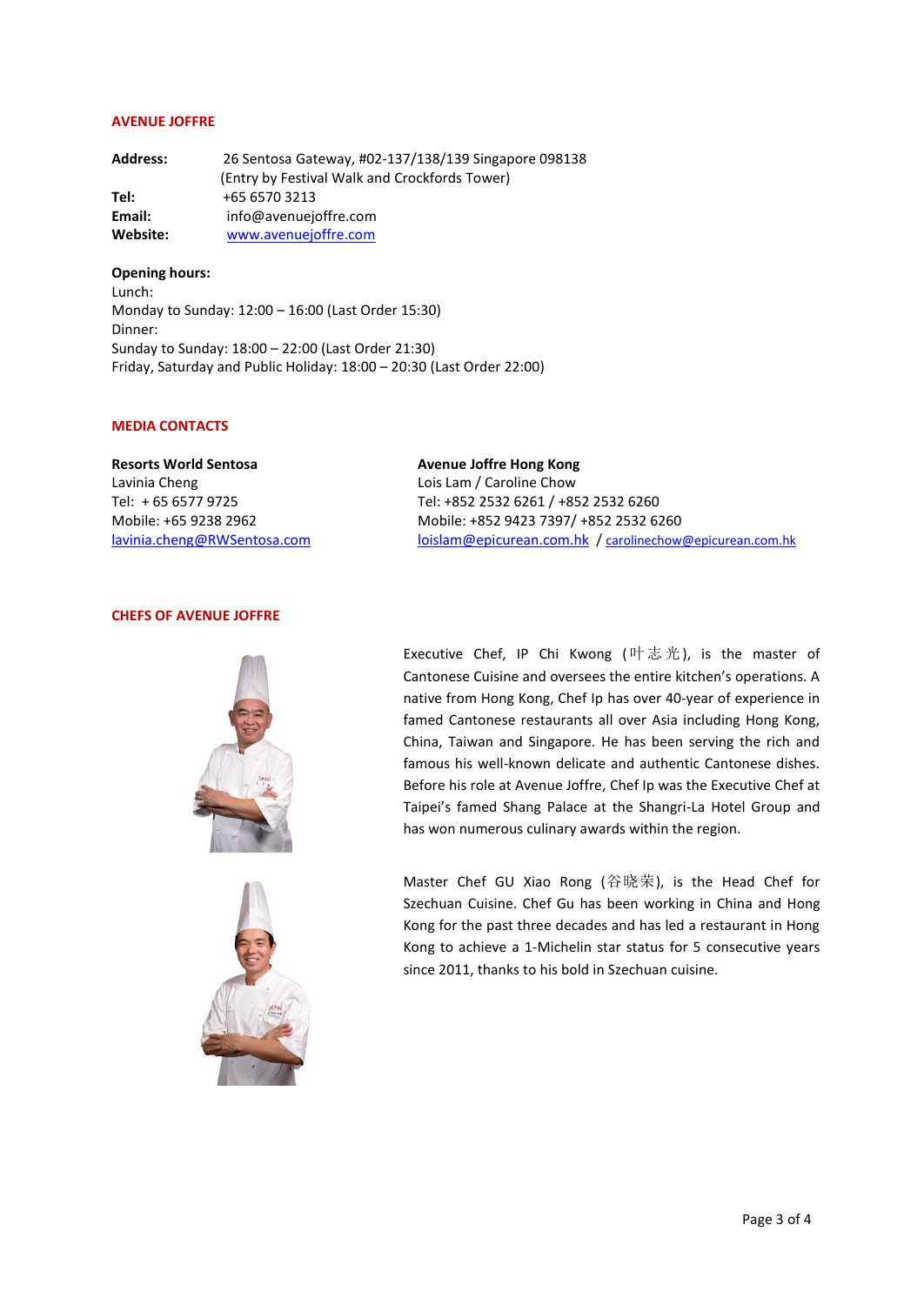## AVENUE JOFFRE

**Address:** 26 Sentosa Gateway, #02-137/138/139 Singapore 098138
(Entry by Festival Walk and Crockfords Tower)
**Tel:** +65 6570 3213
**Email:** info@avenuejoffre.com
**Website:** www.avenuejoffre.com

**Opening hours:**
Lunch:
Monday to Sunday: 12:00 – 16:00 (Last Order 15:30)
Dinner:
Sunday to Sunday: 18:00 – 22:00 (Last Order 21:30)
Friday, Saturday and Public Holiday: 18:00 – 20:30 (Last Order 22:00)

## MEDIA CONTACTS

**Resorts World Sentosa**
Lavinia Cheng
Tel: + 65 6577 9725
Mobile: +65 9238 2962
lavinia.cheng@RWSentosa.com

**Avenue Joffre Hong Kong**
Lois Lam / Caroline Chow
Tel: +852 2532 6261 / +852 2532 6260
Mobile: +852 9423 7397/ +852 2532 6260
loislam@epicurean.com.hk / carolinechow@epicurean.com.hk

## CHEFS OF AVENUE JOFFRE

Executive Chef, IP Chi Kwong (叶志光), is the master of Cantonese Cuisine and oversees the entire kitchen's operations. A native from Hong Kong, Chef Ip has over 40-year of experience in famed Cantonese restaurants all over Asia including Hong Kong, China, Taiwan and Singapore. He has been serving the rich and famous his well-known delicate and authentic Cantonese dishes. Before his role at Avenue Joffre, Chef Ip was the Executive Chef at Taipei's famed Shang Palace at the Shangri-La Hotel Group and has won numerous culinary awards within the region.

Master Chef GU Xiao Rong (谷晓荣), is the Head Chef for Szechuan Cuisine. Chef Gu has been working in China and Hong Kong for the past three decades and has led a restaurant in Hong Kong to achieve a 1-Michelin star status for 5 consecutive years since 2011, thanks to his bold in Szechuan cuisine.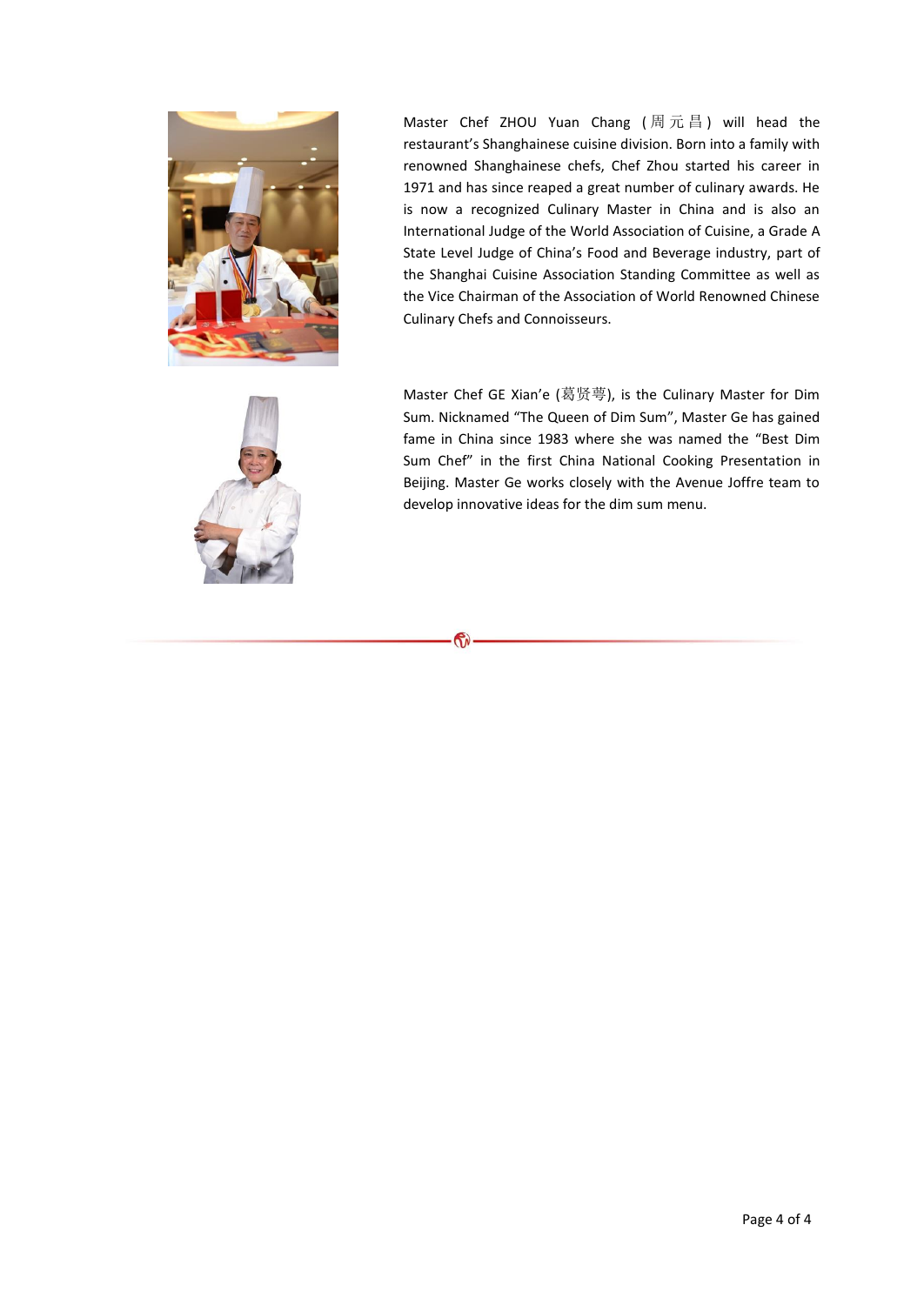Master Chef ZHOU Yuan Chang (周元昌) will head the restaurant's Shanghainese cuisine division. Born into a family with renowned Shanghainese chefs, Chef Zhou started his career in 1971 and has since reaped a great number of culinary awards. He is now a recognized Culinary Master in China and is also an International Judge of the World Association of Cuisine, a Grade A State Level Judge of China's Food and Beverage industry, part of the Shanghai Cuisine Association Standing Committee as well as the Vice Chairman of the Association of World Renowned Chinese Culinary Chefs and Connoisseurs.

Master Chef GE Xian'e (葛贤萼), is the Culinary Master for Dim Sum. Nicknamed "The Queen of Dim Sum", Master Ge has gained fame in China since 1983 where she was named the "Best Dim Sum Chef" in the first China National Cooking Presentation in Beijing. Master Ge works closely with the Avenue Joffre team to develop innovative ideas for the dim sum menu.